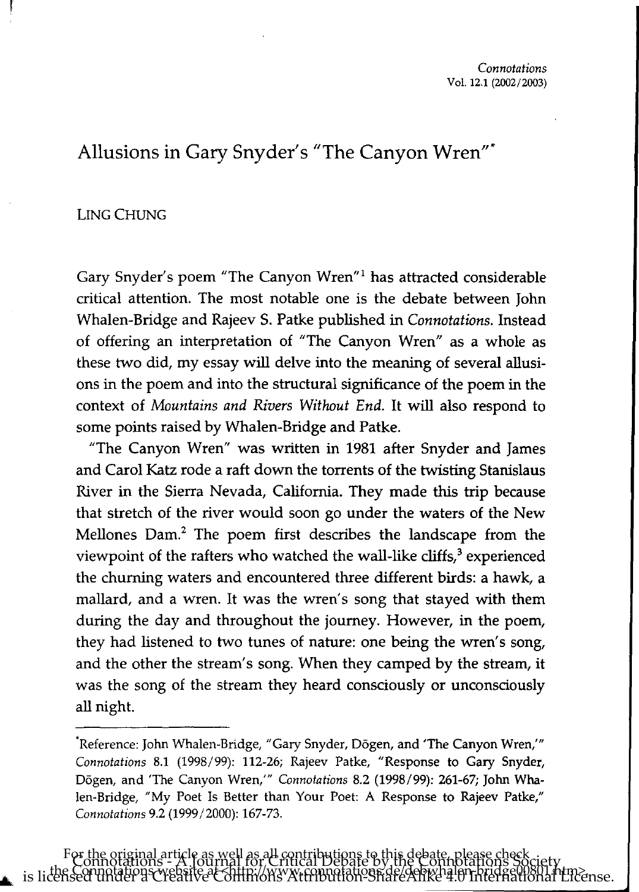# Allusions in Gary Snyder's "The Canyon Wren"*

LING CHUNG

Gary Snyder's poem "The Canyon Wren"[1] has attracted considerable critical attention. The most notable one is the debate between John Whalen-Bridge and Rajeev S. Patke published in *Connotations.* Instead of offering an interpretation of "The Canyon Wren" as a whole as these two did, my essay will delve into the meaning of several allusions in the poem and into the structural significance of the poem in the context of *Mountains and Rivers Without End.* It will also respond to some points raised by Whalen-Bridge and Patke.

"The Canyon Wren" was written in 1981 after Snyder and James and Carol Katz rode a raft down the torrents of the twisting Stanislaus River in the Sierra Nevada, California. They made this trip because that stretch of the river would soon go under the waters of the New Mellones Dam.[2] The poem first describes the landscape from the viewpoint of the rafters who watched the wall-like cliffs,[3] experienced the churning waters and encountered three different birds: a hawk, a mallard, and a wren. It was the wren's song that stayed with them during the day and throughout the journey. However, in the poem, they had listened to two tunes of nature: one being the wren's song, and the other the stream's song. When they camped by the stream, it was the song of the stream they heard consciously or unconsciously all night.

---

*Reference: John Whalen-Bridge, "Gary Snyder, Dōgen, and 'The Canyon Wren,'" *Connotations* 8.1 (1998/99): 112-26; Rajeev Patke, "Response to Gary Snyder, Dōgen, and 'The Canyon Wren,'" *Connotations* 8.2 (1998/99): 261-67; John Whalen-Bridge, "My Poet Is Better than Your Poet: A Response to Rajeev Patke," *Connotations* 9.2 (1999/2000): 167-73.

For the original article as well as all contributions to this debate, please check the Connotations website at <http://www.connotations.de/debwhalen-bridge00801.htm>.

Connotations - A Journal for Critical Debate by the Connotations Society is licensed under a Creative Commons Attribution-ShareAlike 4.0 International License.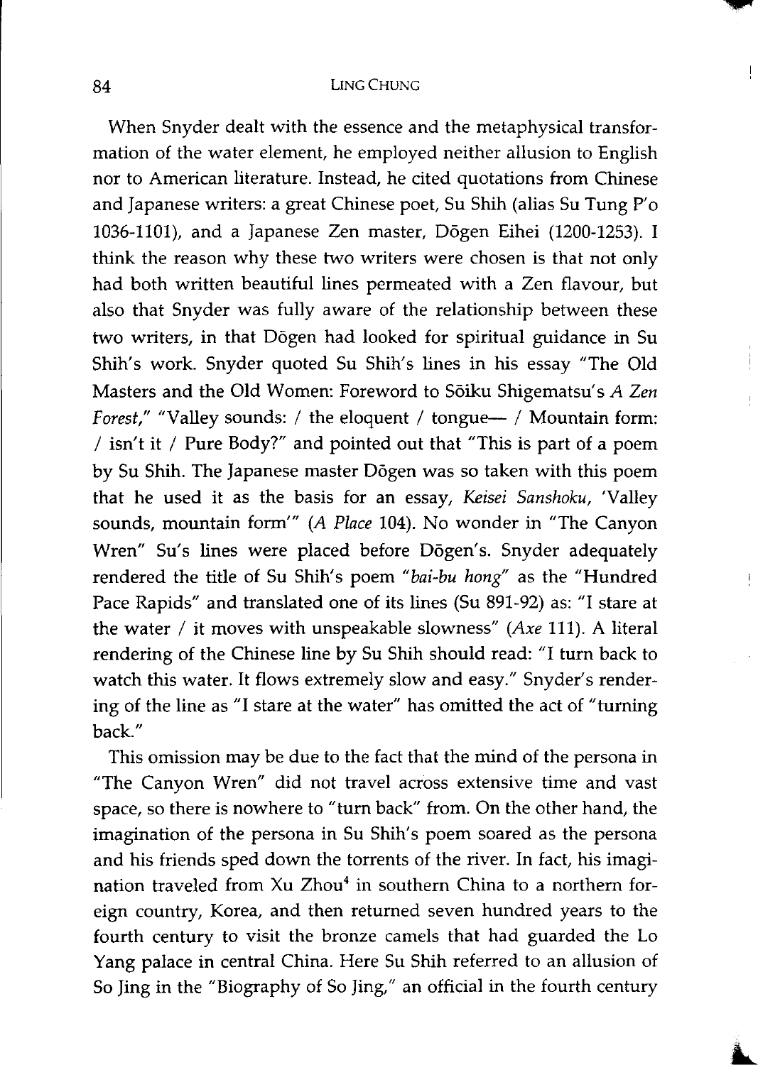When Snyder dealt with the essence and the metaphysical transformation of the water element, he employed neither allusion to English nor to American literature. Instead, he cited quotations from Chinese and Japanese writers: a great Chinese poet, Su Shih (alias Su Tung P'o 1036-1101), and a Japanese Zen master, Dōgen Eihei (1200-1253). I think the reason why these two writers were chosen is that not only had both written beautiful lines permeated with a Zen flavour, but also that Snyder was fully aware of the relationship between these two writers, in that Dōgen had looked for spiritual guidance in Su Shih's work. Snyder quoted Su Shih's lines in his essay "The Old Masters and the Old Women: Foreword to Sōiku Shigematsu's *A Zen Forest*," "Valley sounds: / the eloquent / tongue— / Mountain form: / isn't it / Pure Body?" and pointed out that "This is part of a poem by Su Shih. The Japanese master Dōgen was so taken with this poem that he used it as the basis for an essay, *Keisei Sanshoku*, 'Valley sounds, mountain form'" (*A Place* 104). No wonder in "The Canyon Wren" Su's lines were placed before Dōgen's. Snyder adequately rendered the title of Su Shih's poem "*bai-bu hong*" as the "Hundred Pace Rapids" and translated one of its lines (Su 891-92) as: "I stare at the water / it moves with unspeakable slowness" (*Axe* 111). A literal rendering of the Chinese line by Su Shih should read: "I turn back to watch this water. It flows extremely slow and easy." Snyder's rendering of the line as "I stare at the water" has omitted the act of "turning back."

This omission may be due to the fact that the mind of the persona in "The Canyon Wren" did not travel across extensive time and vast space, so there is nowhere to "turn back" from. On the other hand, the imagination of the persona in Su Shih's poem soared as the persona and his friends sped down the torrents of the river. In fact, his imagination traveled from Xu Zhou[4] in southern China to a northern foreign country, Korea, and then returned seven hundred years to the fourth century to visit the bronze camels that had guarded the Lo Yang palace in central China. Here Su Shih referred to an allusion of So Jing in the "Biography of So Jing," an official in the fourth century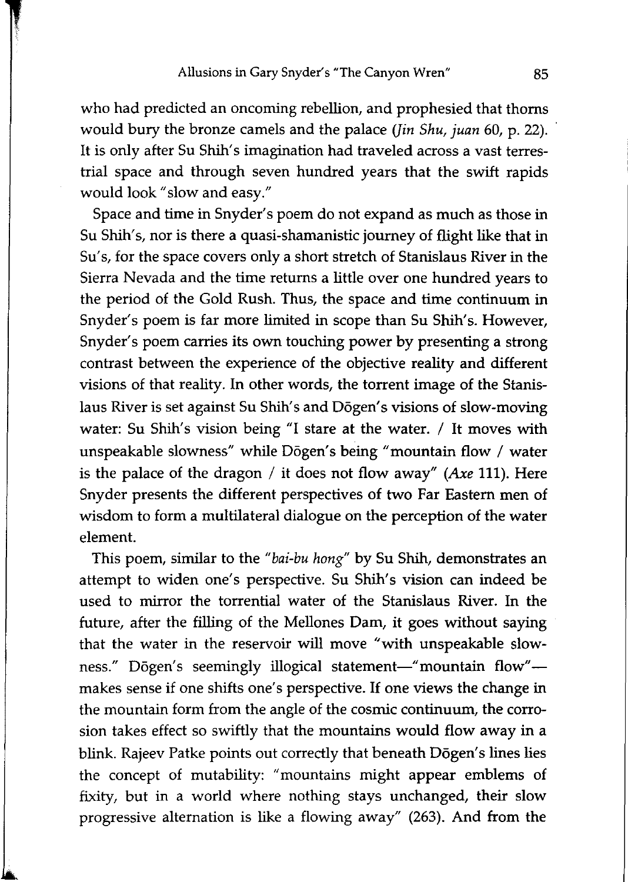who had predicted an oncoming rebellion, and prophesied that thorns would bury the bronze camels and the palace (*Jin Shu, juan* 60, p. 22). It is only after Su Shih's imagination had traveled across a vast terrestrial space and through seven hundred years that the swift rapids would look "slow and easy."

Space and time in Snyder's poem do not expand as much as those in Su Shih's, nor is there a quasi-shamanistic journey of flight like that in Su's, for the space covers only a short stretch of Stanislaus River in the Sierra Nevada and the time returns a little over one hundred years to the period of the Gold Rush. Thus, the space and time continuum in Snyder's poem is far more limited in scope than Su Shih's. However, Snyder's poem carries its own touching power by presenting a strong contrast between the experience of the objective reality and different visions of that reality. In other words, the torrent image of the Stanislaus River is set against Su Shih's and Dōgen's visions of slow-moving water: Su Shih's vision being "I stare at the water. / It moves with unspeakable slowness" while Dōgen's being "mountain flow / water is the palace of the dragon / it does not flow away" (*Axe* 111). Here Snyder presents the different perspectives of two Far Eastern men of wisdom to form a multilateral dialogue on the perception of the water element.

This poem, similar to the "*bai-bu hong*" by Su Shih, demonstrates an attempt to widen one's perspective. Su Shih's vision can indeed be used to mirror the torrential water of the Stanislaus River. In the future, after the filling of the Mellones Dam, it goes without saying that the water in the reservoir will move "with unspeakable slowness." Dōgen's seemingly illogical statement—"mountain flow"—makes sense if one shifts one's perspective. If one views the change in the mountain form from the angle of the cosmic continuum, the corrosion takes effect so swiftly that the mountains would flow away in a blink. Rajeev Patke points out correctly that beneath Dōgen's lines lies the concept of mutability: "mountains might appear emblems of fixity, but in a world where nothing stays unchanged, their slow progressive alternation is like a flowing away" (263). And from the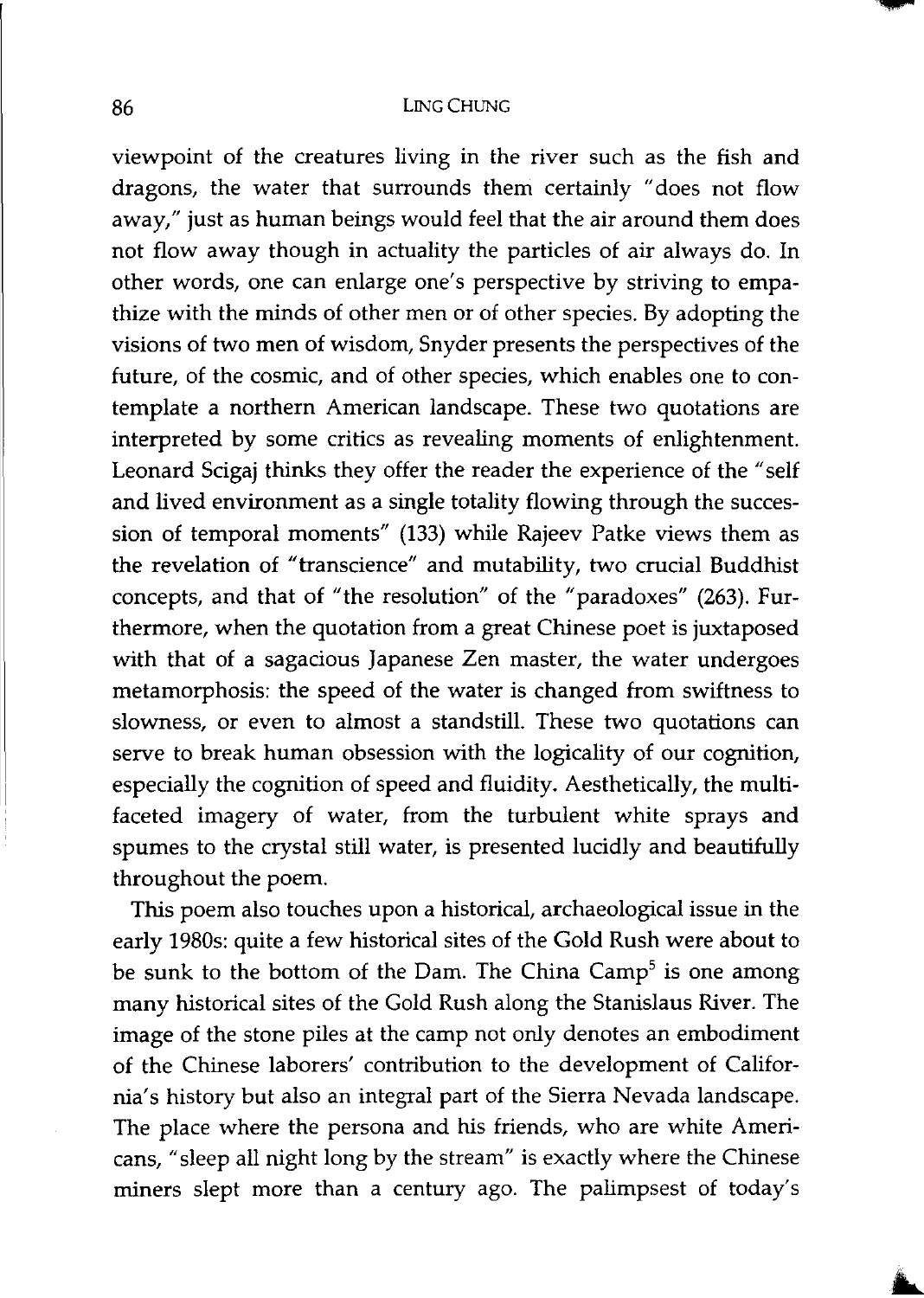viewpoint of the creatures living in the river such as the fish and dragons, the water that surrounds them certainly "does not flow away," just as human beings would feel that the air around them does not flow away though in actuality the particles of air always do. In other words, one can enlarge one's perspective by striving to empathize with the minds of other men or of other species. By adopting the visions of two men of wisdom, Snyder presents the perspectives of the future, of the cosmic, and of other species, which enables one to contemplate a northern American landscape. These two quotations are interpreted by some critics as revealing moments of enlightenment. Leonard Scigaj thinks they offer the reader the experience of the "self and lived environment as a single totality flowing through the succession of temporal moments" (133) while Rajeev Patke views them as the revelation of "transcience" and mutability, two crucial Buddhist concepts, and that of "the resolution" of the "paradoxes" (263). Furthermore, when the quotation from a great Chinese poet is juxtaposed with that of a sagacious Japanese Zen master, the water undergoes metamorphosis: the speed of the water is changed from swiftness to slowness, or even to almost a standstill. These two quotations can serve to break human obsession with the logicality of our cognition, especially the cognition of speed and fluidity. Aesthetically, the multifaceted imagery of water, from the turbulent white sprays and spumes to the crystal still water, is presented lucidly and beautifully throughout the poem.

This poem also touches upon a historical, archaeological issue in the early 1980s: quite a few historical sites of the Gold Rush were about to be sunk to the bottom of the Dam. The China Camp[5] is one among many historical sites of the Gold Rush along the Stanislaus River. The image of the stone piles at the camp not only denotes an embodiment of the Chinese laborers' contribution to the development of California's history but also an integral part of the Sierra Nevada landscape. The place where the persona and his friends, who are white Americans, "sleep all night long by the stream" is exactly where the Chinese miners slept more than a century ago. The palimpsest of today's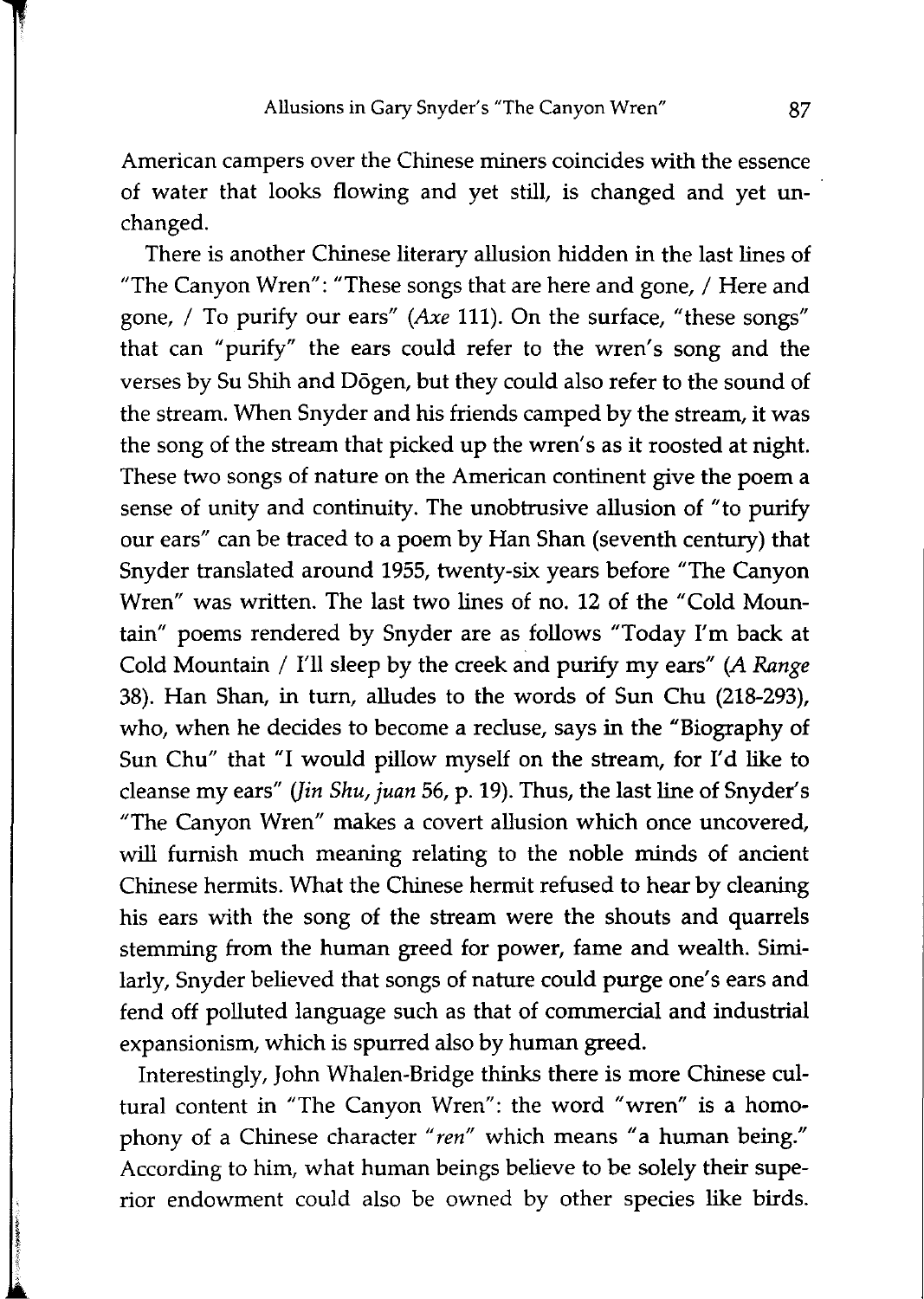American campers over the Chinese miners coincides with the essence of water that looks flowing and yet still, is changed and yet unchanged.

There is another Chinese literary allusion hidden in the last lines of "The Canyon Wren": "These songs that are here and gone, / Here and gone, / To purify our ears" (*Axe* 111). On the surface, "these songs" that can "purify" the ears could refer to the wren's song and the verses by Su Shih and Dōgen, but they could also refer to the sound of the stream. When Snyder and his friends camped by the stream, it was the song of the stream that picked up the wren's as it roosted at night. These two songs of nature on the American continent give the poem a sense of unity and continuity. The unobtrusive allusion of "to purify our ears" can be traced to a poem by Han Shan (seventh century) that Snyder translated around 1955, twenty-six years before "The Canyon Wren" was written. The last two lines of no. 12 of the "Cold Mountain" poems rendered by Snyder are as follows "Today I'm back at Cold Mountain / I'll sleep by the creek and purify my ears" (*A Range* 38). Han Shan, in turn, alludes to the words of Sun Chu (218-293), who, when he decides to become a recluse, says in the "Biography of Sun Chu" that "I would pillow myself on the stream, for I'd like to cleanse my ears" (*Jin Shu*, *juan* 56, p. 19). Thus, the last line of Snyder's "The Canyon Wren" makes a covert allusion which once uncovered, will furnish much meaning relating to the noble minds of ancient Chinese hermits. What the Chinese hermit refused to hear by cleaning his ears with the song of the stream were the shouts and quarrels stemming from the human greed for power, fame and wealth. Similarly, Snyder believed that songs of nature could purge one's ears and fend off polluted language such as that of commercial and industrial expansionism, which is spurred also by human greed.

Interestingly, John Whalen-Bridge thinks there is more Chinese cultural content in "The Canyon Wren": the word "wren" is a homophony of a Chinese character "*ren*" which means "a human being." According to him, what human beings believe to be solely their superior endowment could also be owned by other species like birds.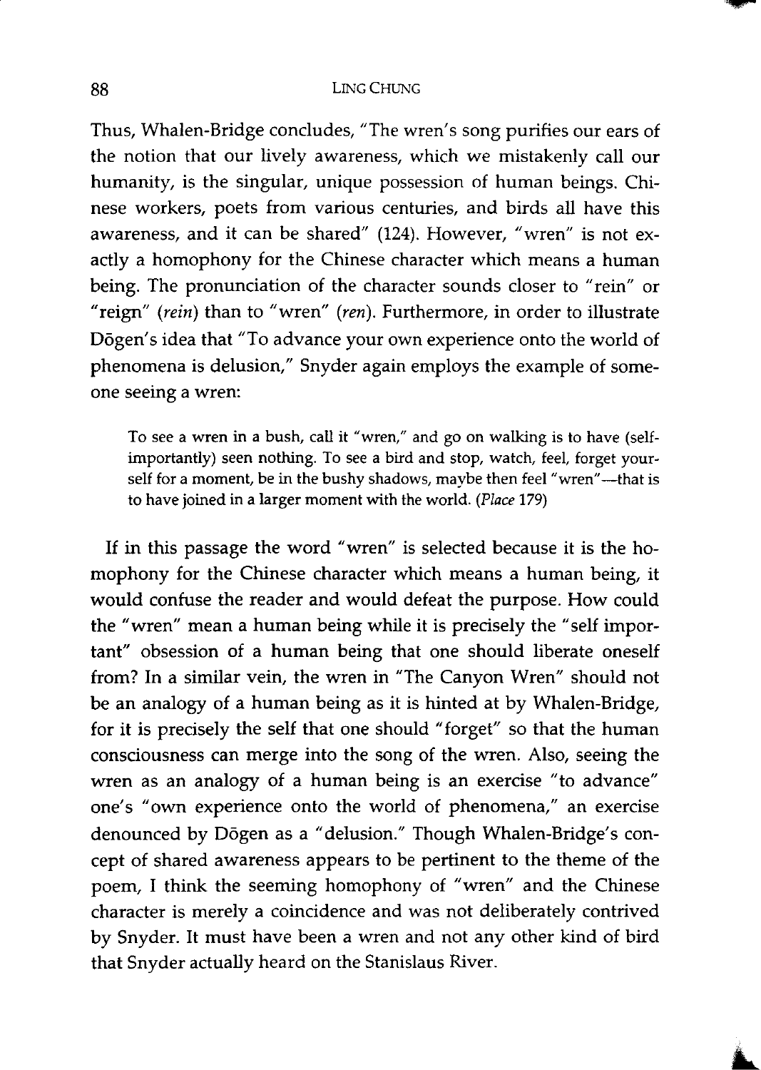Thus, Whalen-Bridge concludes, "The wren's song purifies our ears of the notion that our lively awareness, which we mistakenly call our humanity, is the singular, unique possession of human beings. Chinese workers, poets from various centuries, and birds all have this awareness, and it can be shared" (124). However, "wren" is not exactly a homophony for the Chinese character which means a human being. The pronunciation of the character sounds closer to "rein" or "reign" (*rein*) than to "wren" (*ren*). Furthermore, in order to illustrate Dōgen's idea that "To advance your own experience onto the world of phenomena is delusion," Snyder again employs the example of someone seeing a wren:

> To see a wren in a bush, call it "wren," and go on walking is to have (self-importantly) seen nothing. To see a bird and stop, watch, feel, forget yourself for a moment, be in the bushy shadows, maybe then feel "wren"—that is to have joined in a larger moment with the world. (*Place* 179)

If in this passage the word "wren" is selected because it is the homophony for the Chinese character which means a human being, it would confuse the reader and would defeat the purpose. How could the "wren" mean a human being while it is precisely the "self important" obsession of a human being that one should liberate oneself from? In a similar vein, the wren in "The Canyon Wren" should not be an analogy of a human being as it is hinted at by Whalen-Bridge, for it is precisely the self that one should "forget" so that the human consciousness can merge into the song of the wren. Also, seeing the wren as an analogy of a human being is an exercise "to advance" one's "own experience onto the world of phenomena," an exercise denounced by Dōgen as a "delusion." Though Whalen-Bridge's concept of shared awareness appears to be pertinent to the theme of the poem, I think the seeming homophony of "wren" and the Chinese character is merely a coincidence and was not deliberately contrived by Snyder. It must have been a wren and not any other kind of bird that Snyder actually heard on the Stanislaus River.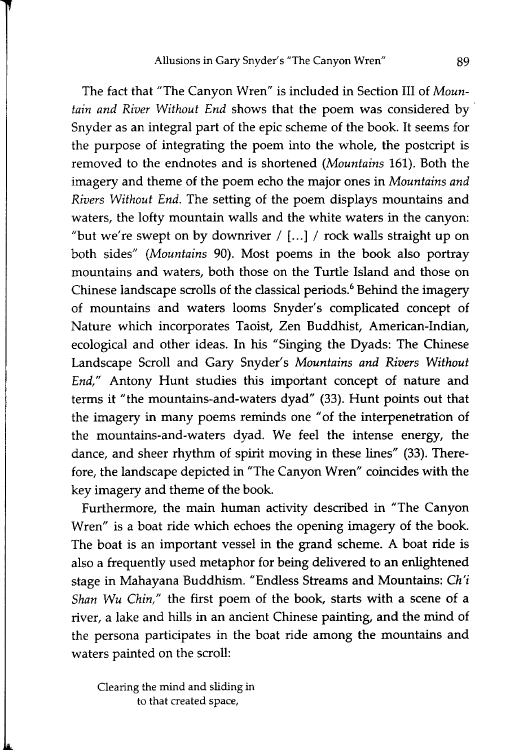The fact that "The Canyon Wren" is included in Section III of *Mountain and River Without End* shows that the poem was considered by Snyder as an integral part of the epic scheme of the book. It seems for the purpose of integrating the poem into the whole, the postcript is removed to the endnotes and is shortened (*Mountains* 161). Both the imagery and theme of the poem echo the major ones in *Mountains and Rivers Without End*. The setting of the poem displays mountains and waters, the lofty mountain walls and the white waters in the canyon: "but we're swept on by downriver / [...] / rock walls straight up on both sides" (*Mountains* 90). Most poems in the book also portray mountains and waters, both those on the Turtle Island and those on Chinese landscape scrolls of the classical periods.[6] Behind the imagery of mountains and waters looms Snyder's complicated concept of Nature which incorporates Taoist, Zen Buddhist, American-Indian, ecological and other ideas. In his "Singing the Dyads: The Chinese Landscape Scroll and Gary Snyder's *Mountains and Rivers Without End*," Antony Hunt studies this important concept of nature and terms it "the mountains-and-waters dyad" (33). Hunt points out that the imagery in many poems reminds one "of the interpenetration of the mountains-and-waters dyad. We feel the intense energy, the dance, and sheer rhythm of spirit moving in these lines" (33). Therefore, the landscape depicted in "The Canyon Wren" coincides with the key imagery and theme of the book.

Furthermore, the main human activity described in "The Canyon Wren" is a boat ride which echoes the opening imagery of the book. The boat is an important vessel in the grand scheme. A boat ride is also a frequently used metaphor for being delivered to an enlightened stage in Mahayana Buddhism. "Endless Streams and Mountains: *Ch'i Shan Wu Chin*," the first poem of the book, starts with a scene of a river, a lake and hills in an ancient Chinese painting, and the mind of the persona participates in the boat ride among the mountains and waters painted on the scroll:

> Clearing the mind and sliding in
> to that created space,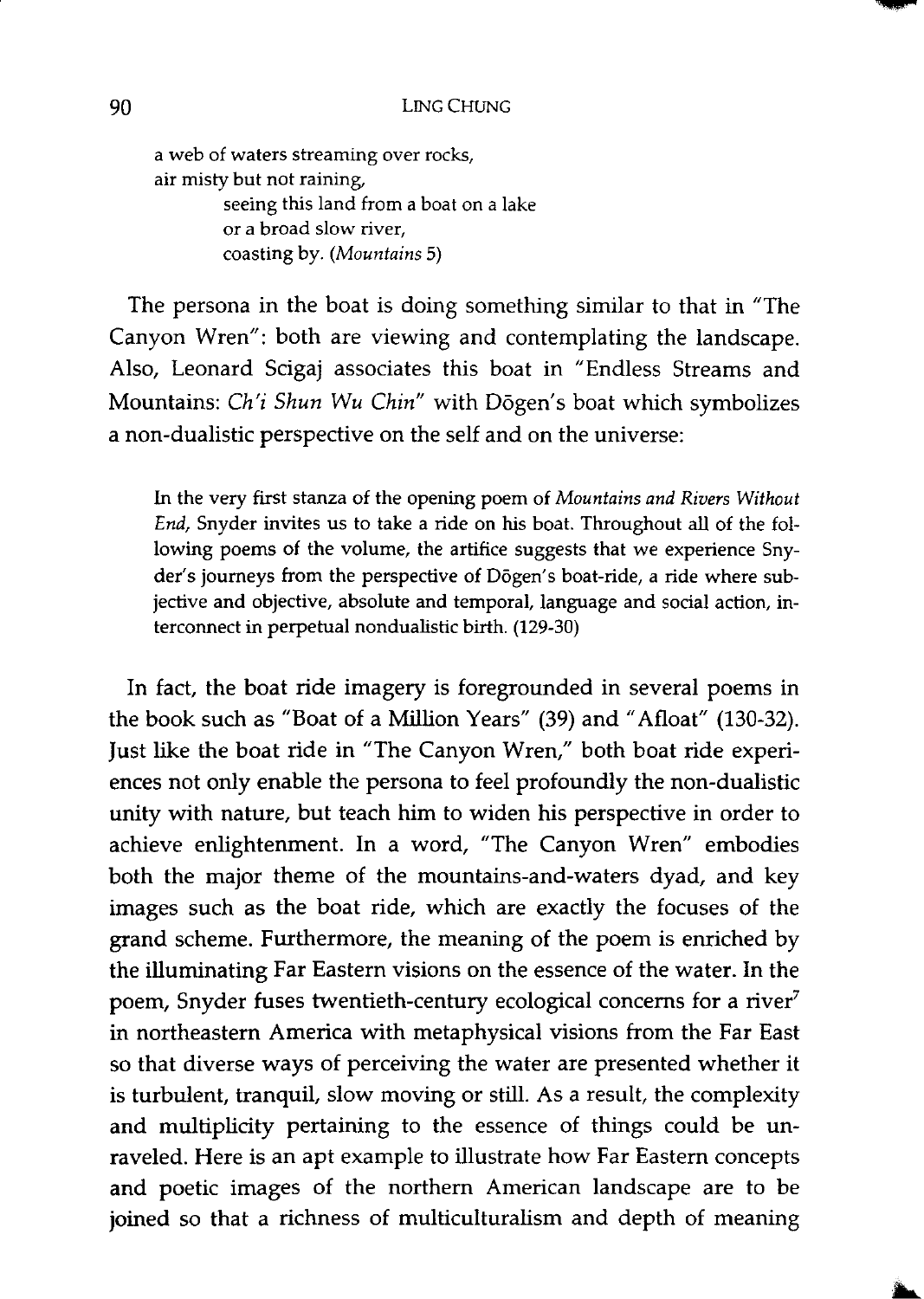a web of waters streaming over rocks,  
air misty but not raining,  
        seeing this land from a boat on a lake  
        or a broad slow river,  
        coasting by. (*Mountains* 5)

The persona in the boat is doing something similar to that in "The Canyon Wren": both are viewing and contemplating the landscape. Also, Leonard Scigaj associates this boat in "Endless Streams and Mountains: *Ch'i Shun Wu Chin*" with Dōgen's boat which symbolizes a non-dualistic perspective on the self and on the universe:

> In the very first stanza of the opening poem of *Mountains and Rivers Without End*, Snyder invites us to take a ride on his boat. Throughout all of the following poems of the volume, the artifice suggests that we experience Snyder's journeys from the perspective of Dōgen's boat-ride, a ride where subjective and objective, absolute and temporal, language and social action, interconnect in perpetual nondualistic birth. (129-30)

In fact, the boat ride imagery is foregrounded in several poems in the book such as "Boat of a Million Years" (39) and "Afloat" (130-32). Just like the boat ride in "The Canyon Wren," both boat ride experiences not only enable the persona to feel profoundly the non-dualistic unity with nature, but teach him to widen his perspective in order to achieve enlightenment. In a word, "The Canyon Wren" embodies both the major theme of the mountains-and-waters dyad, and key images such as the boat ride, which are exactly the focuses of the grand scheme. Furthermore, the meaning of the poem is enriched by the illuminating Far Eastern visions on the essence of the water. In the poem, Snyder fuses twentieth-century ecological concerns for a river[7] in northeastern America with metaphysical visions from the Far East so that diverse ways of perceiving the water are presented whether it is turbulent, tranquil, slow moving or still. As a result, the complexity and multiplicity pertaining to the essence of things could be unraveled. Here is an apt example to illustrate how Far Eastern concepts and poetic images of the northern American landscape are to be joined so that a richness of multiculturalism and depth of meaning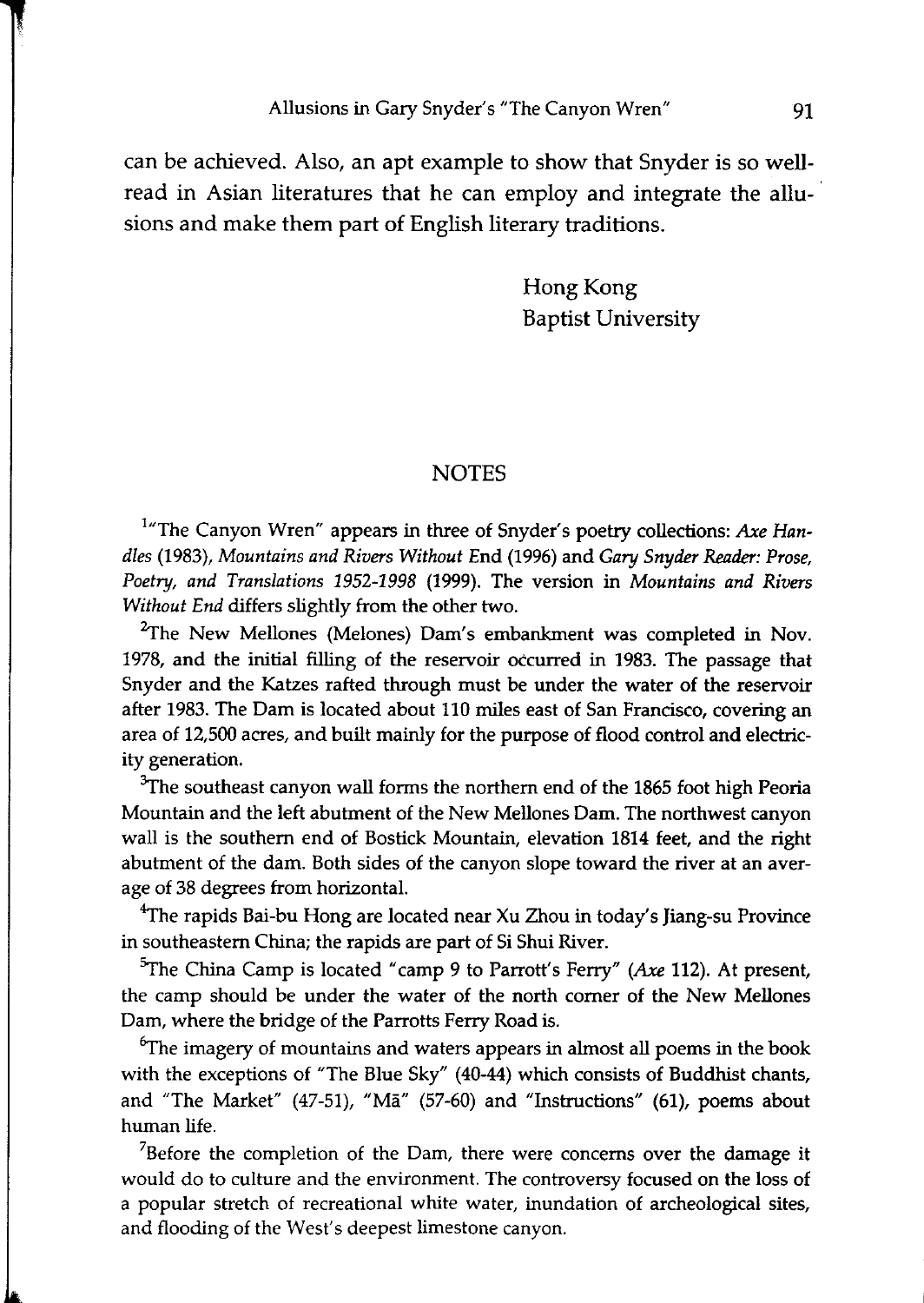can be achieved. Also, an apt example to show that Snyder is so well-read in Asian literatures that he can employ and integrate the allusions and make them part of English literary traditions.

Hong Kong
Baptist University

## NOTES

[1]"The Canyon Wren" appears in three of Snyder's poetry collections: *Axe Handles* (1983), *Mountains and Rivers Without End* (1996) and *Gary Snyder Reader: Prose, Poetry, and Translations 1952-1998* (1999). The version in *Mountains and Rivers Without End* differs slightly from the other two.

[2]The New Mellones (Melones) Dam's embankment was completed in Nov. 1978, and the initial filling of the reservoir occurred in 1983. The passage that Snyder and the Katzes rafted through must be under the water of the reservoir after 1983. The Dam is located about 110 miles east of San Francisco, covering an area of 12,500 acres, and built mainly for the purpose of flood control and electricity generation.

[3]The southeast canyon wall forms the northern end of the 1865 foot high Peoria Mountain and the left abutment of the New Mellones Dam. The northwest canyon wall is the southern end of Bostick Mountain, elevation 1814 feet, and the right abutment of the dam. Both sides of the canyon slope toward the river at an average of 38 degrees from horizontal.

[4]The rapids Bai-bu Hong are located near Xu Zhou in today's Jiang-su Province in southeastern China; the rapids are part of Si Shui River.

[5]The China Camp is located "camp 9 to Parrott's Ferry" (*Axe* 112). At present, the camp should be under the water of the north corner of the New Mellones Dam, where the bridge of the Parrotts Ferry Road is.

[6]The imagery of mountains and waters appears in almost all poems in the book with the exceptions of "The Blue Sky" (40-44) which consists of Buddhist chants, and "The Market" (47-51), "Mā" (57-60) and "Instructions" (61), poems about human life.

[7]Before the completion of the Dam, there were concerns over the damage it would do to culture and the environment. The controversy focused on the loss of a popular stretch of recreational white water, inundation of archeological sites, and flooding of the West's deepest limestone canyon.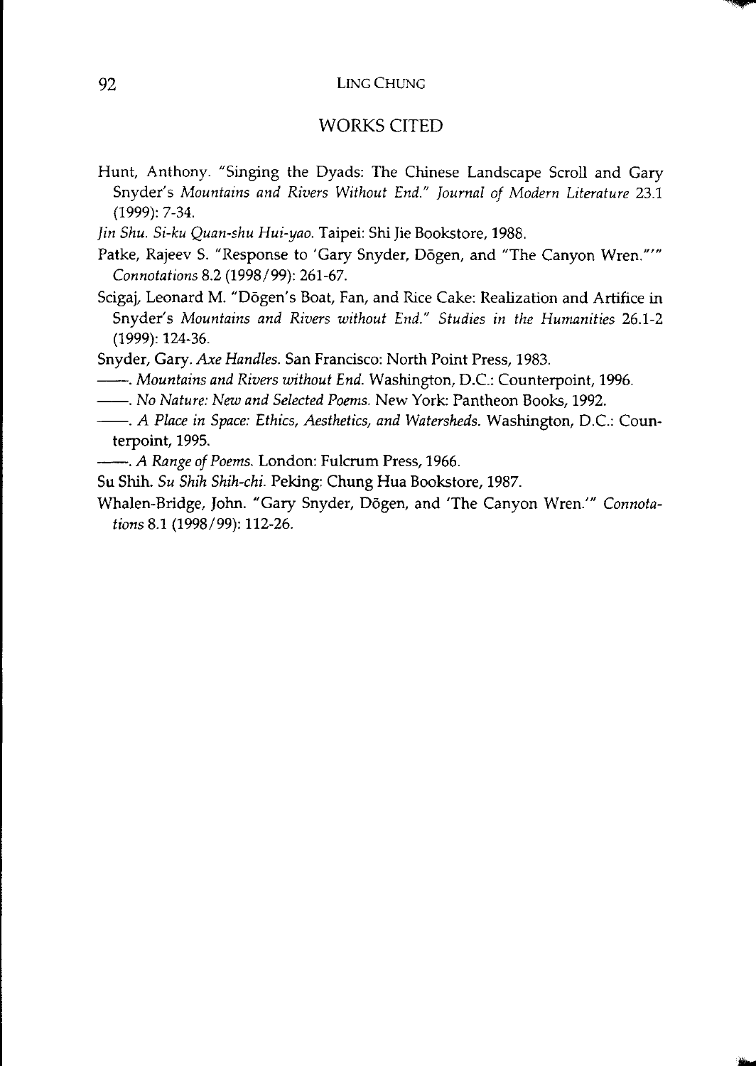## WORKS CITED

Hunt, Anthony. "Singing the Dyads: The Chinese Landscape Scroll and Gary Snyder's *Mountains and Rivers Without End*." *Journal of Modern Literature* 23.1 (1999): 7-34.

*Jin Shu. Si-ku Quan-shu Hui-yao.* Taipei: Shi Jie Bookstore, 1988.

Patke, Rajeev S. "Response to 'Gary Snyder, Dōgen, and "The Canyon Wren."'" *Connotations* 8.2 (1998/99): 261-67.

Scigaj, Leonard M. "Dōgen's Boat, Fan, and Rice Cake: Realization and Artifice in Snyder's *Mountains and Rivers without End*." *Studies in the Humanities* 26.1-2 (1999): 124-36.

Snyder, Gary. *Axe Handles.* San Francisco: North Point Press, 1983.

——. *Mountains and Rivers without End.* Washington, D.C.: Counterpoint, 1996.

——. *No Nature: New and Selected Poems.* New York: Pantheon Books, 1992.

——. *A Place in Space: Ethics, Aesthetics, and Watersheds.* Washington, D.C.: Counterpoint, 1995.

——. *A Range of Poems.* London: Fulcrum Press, 1966.

Su Shih. *Su Shih Shih-chi.* Peking: Chung Hua Bookstore, 1987.

Whalen-Bridge, John. "Gary Snyder, Dōgen, and 'The Canyon Wren.'" *Connotations* 8.1 (1998/99): 112-26.